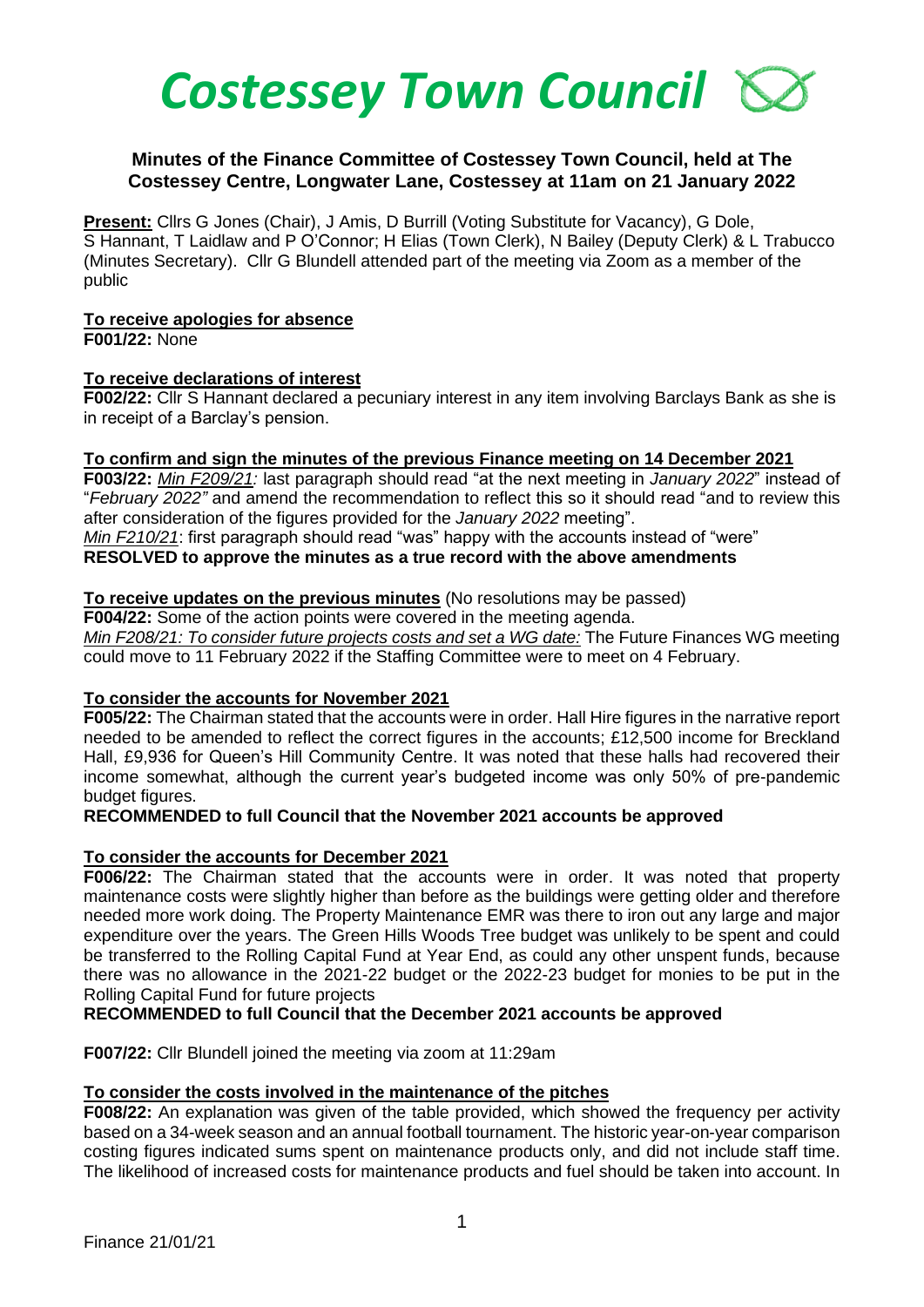# *Costessey Town Council*

## Minutes of the Finance Committee of Costessey Town Council, held at The Costessey Centre, Longwater Lane, Costessey at 11am on 21 January 2022

**Present:** Cllrs G Jones (Chair), J Amis, D Burrill (Voting Substitute for Vacancy), G Dole, S Hannant, T Laidlaw and P O'Connor; H Elias (Town Clerk), N Bailey (Deputy Clerk) & L Trabucco (Minutes Secretary). Cllr G Blundell attended part of the meeting via Zoom as a member of the public

**To receive apologies for absence**

**F001/22:** None

**To receive declarations of interest**

**F002/22:** Cllr S Hannant declared a pecuniary interest in any item involving Barclays Bank as she is in receipt of a Barclay's pension.

**To confirm and sign the minutes of the previous Finance meeting on 14 December 2021**

**F003/22:** *Min F209/21:* last paragraph should read "at the next meeting in *January 2022*" instead of "*February 2022"* and amend the recommendation to reflect this so it should read "and to review this after consideration of the figures provided for the *January 2022* meeting".

*Min F210/21*: first paragraph should read "was" happy with the accounts instead of "were"

**RESOLVED to approve the minutes as a true record with the above amendments**

**To receive updates on the previous minutes** (No resolutions may be passed)

**F004/22:** Some of the action points were covered in the meeting agenda.

*Min F208/21: To consider future projects costs and set a WG date:* The Future Finances WG meeting could move to 11 February 2022 if the Staffing Committee were to meet on 4 February.

**To consider the accounts for November 2021**

**F005/22:** The Chairman stated that the accounts were in order. Hall Hire figures in the narrative report needed to be amended to reflect the correct figures in the accounts; £12,500 income for Breckland Hall, £9,936 for Queen's Hill Community Centre. It was noted that these halls had recovered their income somewhat, although the current year's budgeted income was only 50% of pre-pandemic budget figures.

**RECOMMENDED to full Council that the November 2021 accounts be approved**

**To consider the accounts for December 2021**

**F006/22:** The Chairman stated that the accounts were in order. It was noted that property maintenance costs were slightly higher than before as the buildings were getting older and therefore needed more work doing. The Property Maintenance EMR was there to iron out any large and major expenditure over the years. The Green Hills Woods Tree budget was unlikely to be spent and could be transferred to the Rolling Capital Fund at Year End, as could any other unspent funds, because there was no allowance in the 2021-22 budget or the 2022-23 budget for monies to be put in the Rolling Capital Fund for future projects

**RECOMMENDED to full Council that the December 2021 accounts be approved**

**F007/22:** Cllr Blundell joined the meeting via zoom at 11:29am

**To consider the costs involved in the maintenance of the pitches**

**F008/22:** An explanation was given of the table provided, which showed the frequency per activity based on a 34-week season and an annual football tournament. The historic year-on-year comparison costing figures indicated sums spent on maintenance products only, and did not include staff time. The likelihood of increased costs for maintenance products and fuel should be taken into account. In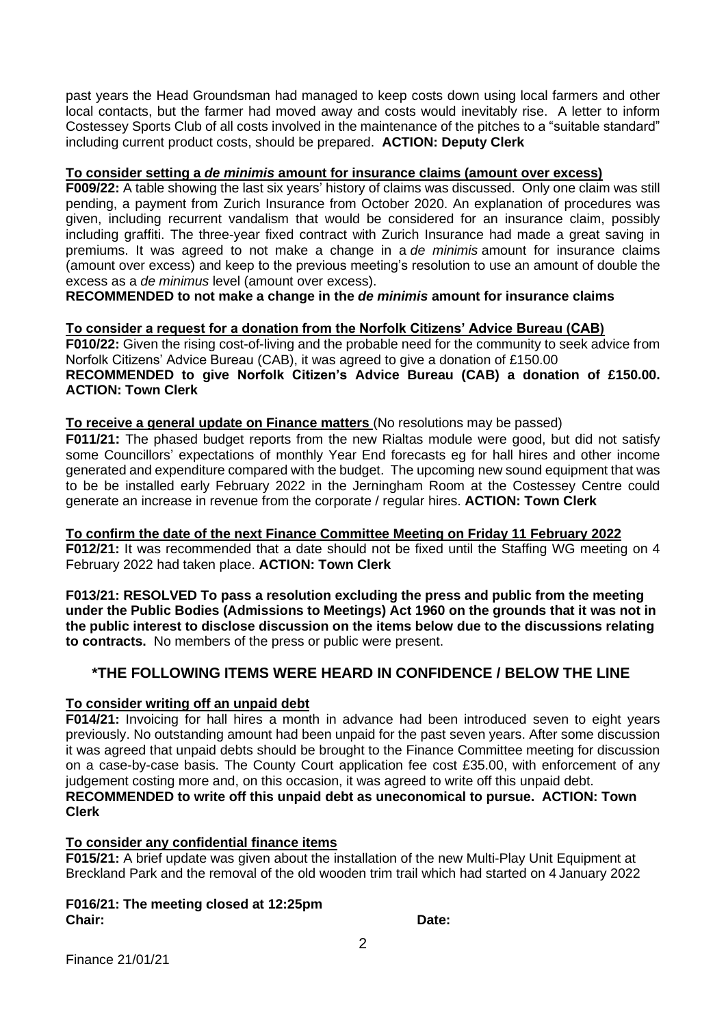past years the Head Groundsman had managed to keep costs down using local farmers and other local contacts, but the farmer had moved away and costs would inevitably rise. A letter to inform Costessey Sports Club of all costs involved in the maintenance of the pitches to a "suitable standard" including current product costs, should be prepared. **ACTION: Deputy Clerk**

**To consider setting a *de minimis* amount for insurance claims (amount over excess)**

**F009/22:** A table showing the last six years' history of claims was discussed. Only one claim was still pending, a payment from Zurich Insurance from October 2020. An explanation of procedures was given, including recurrent vandalism that would be considered for an insurance claim, possibly including graffiti. The three-year fixed contract with Zurich Insurance had made a great saving in premiums. It was agreed to not make a change in a *de minimis* amount for insurance claims (amount over excess) and keep to the previous meeting's resolution to use an amount of double the excess as a *de minimus* level (amount over excess).

**RECOMMENDED to not make a change in the *de minimis* amount for insurance claims**

**To consider a request for a donation from the Norfolk Citizens' Advice Bureau (CAB)**

**F010/22:** Given the rising cost-of-living and the probable need for the community to seek advice from Norfolk Citizens' Advice Bureau (CAB), it was agreed to give a donation of £150.00

**RECOMMENDED to give Norfolk Citizen's Advice Bureau (CAB) a donation of £150.00. ACTION: Town Clerk**

**To receive a general update on Finance matters** (No resolutions may be passed)

**F011/21:** The phased budget reports from the new Rialtas module were good, but did not satisfy some Councillors' expectations of monthly Year End forecasts eg for hall hires and other income generated and expenditure compared with the budget. The upcoming new sound equipment that was to be be installed early February 2022 in the Jerningham Room at the Costessey Centre could generate an increase in revenue from the corporate / regular hires. **ACTION: Town Clerk**

**To confirm the date of the next Finance Committee Meeting on Friday 11 February 2022**

**F012/21:** It was recommended that a date should not be fixed until the Staffing WG meeting on 4 February 2022 had taken place. **ACTION: Town Clerk**

**F013/21: RESOLVED To pass a resolution excluding the press and public from the meeting under the Public Bodies (Admissions to Meetings) Act 1960 on the grounds that it was not in the public interest to disclose discussion on the items below due to the discussions relating to contracts.** No members of the press or public were present.

## *THE FOLLOWING ITEMS WERE HEARD IN CONFIDENCE / BELOW THE LINE

**To consider writing off an unpaid debt**

**F014/21:** Invoicing for hall hires a month in advance had been introduced seven to eight years previously. No outstanding amount had been unpaid for the past seven years. After some discussion it was agreed that unpaid debts should be brought to the Finance Committee meeting for discussion on a case-by-case basis. The County Court application fee cost £35.00, with enforcement of any judgement costing more and, on this occasion, it was agreed to write off this unpaid debt.

**RECOMMENDED to write off this unpaid debt as uneconomical to pursue. ACTION: Town Clerk**

**To consider any confidential finance items**

**F015/21:** A brief update was given about the installation of the new Multi-Play Unit Equipment at Breckland Park and the removal of the old wooden trim trail which had started on 4 January 2022

**F016/21: The meeting closed at 12:25pm**

**Chair:** **Date:**